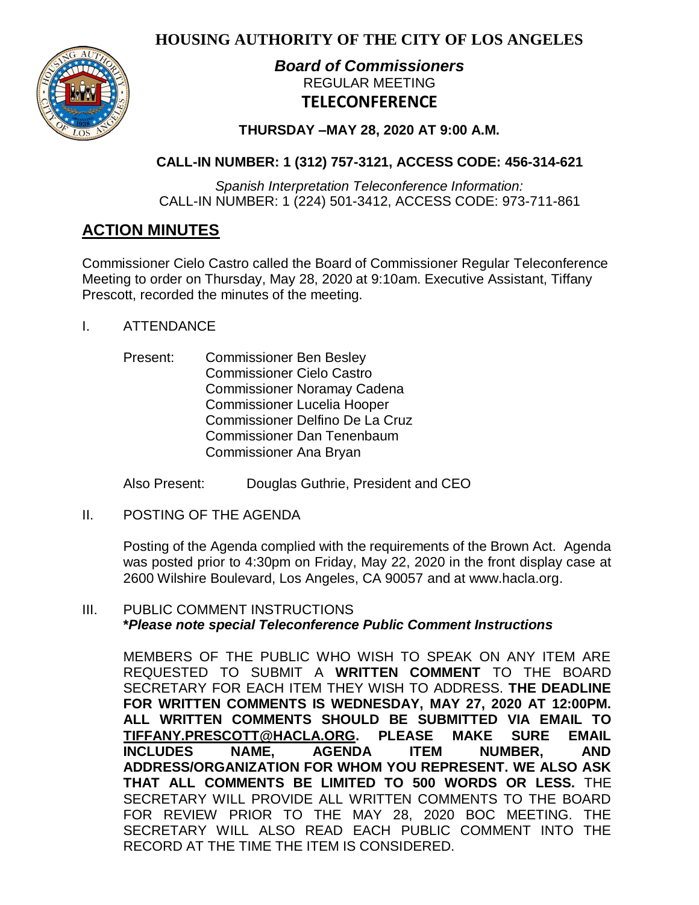# HOUSING AUTHORITY OF THE CITY OF LOS ANGELES

## *Board of Commissioners*

REGULAR MEETING

**TELECONFERENCE**

**THURSDAY –MAY 28, 2020 AT 9:00 A.M.**

**CALL-IN NUMBER: 1 (312) 757-3121, ACCESS CODE: 456-314-621**

*Spanish Interpretation Teleconference Information:*
CALL-IN NUMBER: 1 (224) 501-3412, ACCESS CODE: 973-711-861

## ACTION MINUTES

Commissioner Cielo Castro called the Board of Commissioner Regular Teleconference Meeting to order on Thursday, May 28, 2020 at 9:10am. Executive Assistant, Tiffany Prescott, recorded the minutes of the meeting.

I. ATTENDANCE

Present: Commissioner Ben Besley
Commissioner Cielo Castro
Commissioner Noramay Cadena
Commissioner Lucelia Hooper
Commissioner Delfino De La Cruz
Commissioner Dan Tenenbaum
Commissioner Ana Bryan

Also Present: Douglas Guthrie, President and CEO

II. POSTING OF THE AGENDA

Posting of the Agenda complied with the requirements of the Brown Act. Agenda was posted prior to 4:30pm on Friday, May 22, 2020 in the front display case at 2600 Wilshire Boulevard, Los Angeles, CA 90057 and at www.hacla.org.

III. PUBLIC COMMENT INSTRUCTIONS
***Please note special Teleconference Public Comment Instructions***

MEMBERS OF THE PUBLIC WHO WISH TO SPEAK ON ANY ITEM ARE REQUESTED TO SUBMIT A **WRITTEN COMMENT** TO THE BOARD SECRETARY FOR EACH ITEM THEY WISH TO ADDRESS. **THE DEADLINE FOR WRITTEN COMMENTS IS WEDNESDAY, MAY 27, 2020 AT 12:00PM. ALL WRITTEN COMMENTS SHOULD BE SUBMITTED VIA EMAIL TO TIFFANY.PRESCOTT@HACLA.ORG. PLEASE MAKE SURE EMAIL INCLUDES NAME, AGENDA ITEM NUMBER, AND ADDRESS/ORGANIZATION FOR WHOM YOU REPRESENT. WE ALSO ASK THAT ALL COMMENTS BE LIMITED TO 500 WORDS OR LESS.** THE SECRETARY WILL PROVIDE ALL WRITTEN COMMENTS TO THE BOARD FOR REVIEW PRIOR TO THE MAY 28, 2020 BOC MEETING. THE SECRETARY WILL ALSO READ EACH PUBLIC COMMENT INTO THE RECORD AT THE TIME THE ITEM IS CONSIDERED.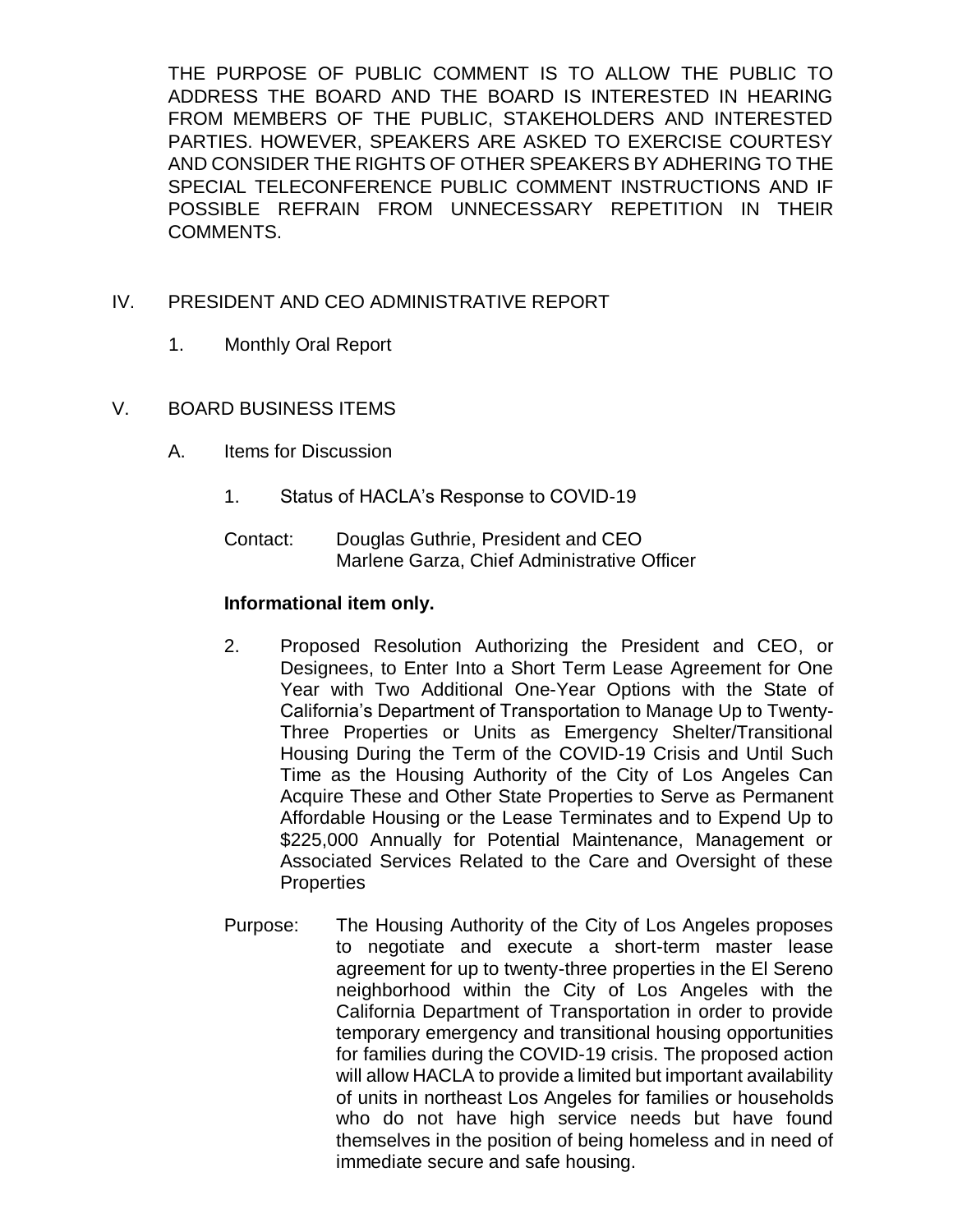THE PURPOSE OF PUBLIC COMMENT IS TO ALLOW THE PUBLIC TO ADDRESS THE BOARD AND THE BOARD IS INTERESTED IN HEARING FROM MEMBERS OF THE PUBLIC, STAKEHOLDERS AND INTERESTED PARTIES. HOWEVER, SPEAKERS ARE ASKED TO EXERCISE COURTESY AND CONSIDER THE RIGHTS OF OTHER SPEAKERS BY ADHERING TO THE SPECIAL TELECONFERENCE PUBLIC COMMENT INSTRUCTIONS AND IF POSSIBLE REFRAIN FROM UNNECESSARY REPETITION IN THEIR COMMENTS.

## IV. PRESIDENT AND CEO ADMINISTRATIVE REPORT

1. Monthly Oral Report

## V. BOARD BUSINESS ITEMS

### A. Items for Discussion

1. Status of HACLA's Response to COVID-19

Contact: Douglas Guthrie, President and CEO
Marlene Garza, Chief Administrative Officer

**Informational item only.**

2. Proposed Resolution Authorizing the President and CEO, or Designees, to Enter Into a Short Term Lease Agreement for One Year with Two Additional One-Year Options with the State of California's Department of Transportation to Manage Up to Twenty-Three Properties or Units as Emergency Shelter/Transitional Housing During the Term of the COVID-19 Crisis and Until Such Time as the Housing Authority of the City of Los Angeles Can Acquire These and Other State Properties to Serve as Permanent Affordable Housing or the Lease Terminates and to Expend Up to $225,000 Annually for Potential Maintenance, Management or Associated Services Related to the Care and Oversight of these Properties

Purpose: The Housing Authority of the City of Los Angeles proposes to negotiate and execute a short-term master lease agreement for up to twenty-three properties in the El Sereno neighborhood within the City of Los Angeles with the California Department of Transportation in order to provide temporary emergency and transitional housing opportunities for families during the COVID-19 crisis. The proposed action will allow HACLA to provide a limited but important availability of units in northeast Los Angeles for families or households who do not have high service needs but have found themselves in the position of being homeless and in need of immediate secure and safe housing.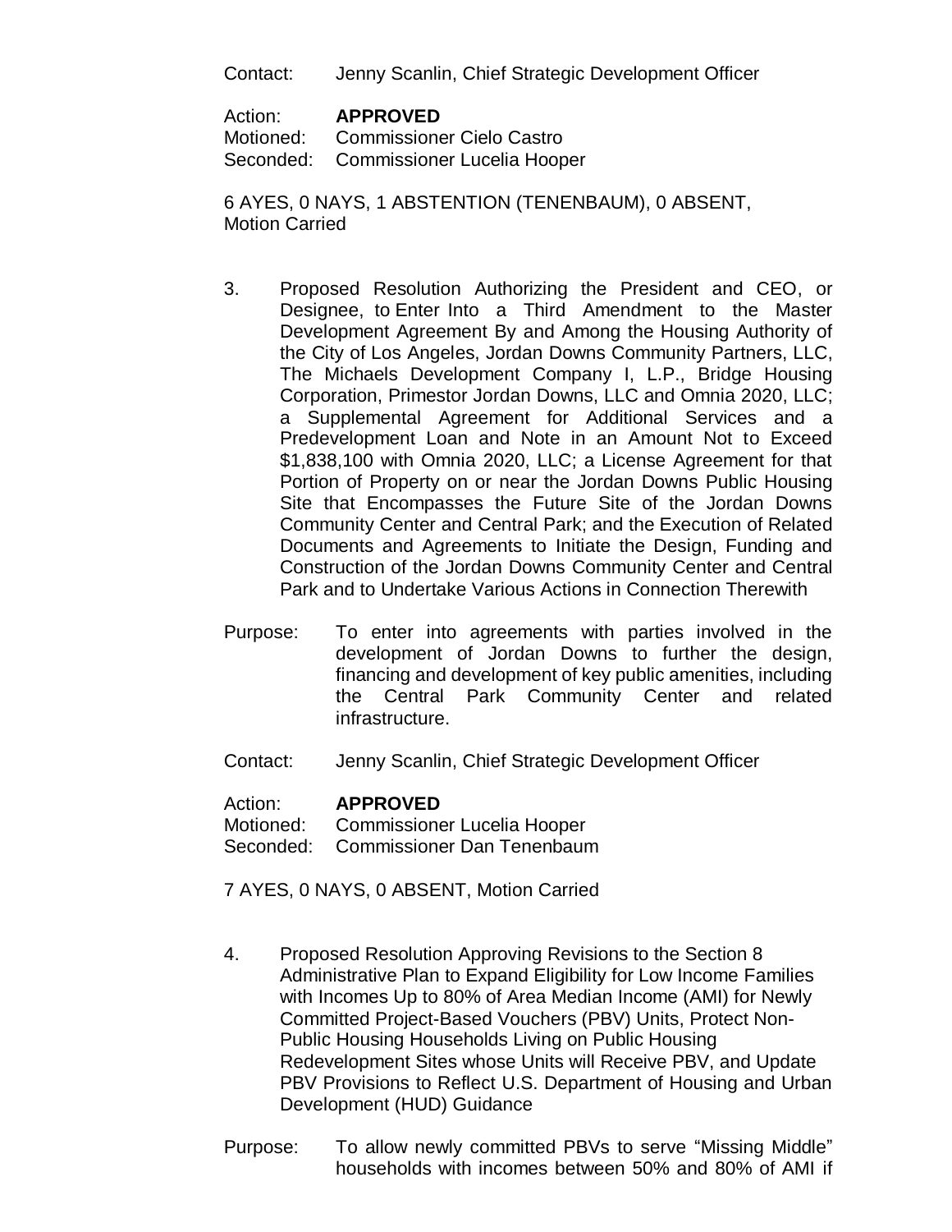Contact: Jenny Scanlin, Chief Strategic Development Officer

Action: **APPROVED**
Motioned: Commissioner Cielo Castro
Seconded: Commissioner Lucelia Hooper

6 AYES, 0 NAYS, 1 ABSTENTION (TENENBAUM), 0 ABSENT, Motion Carried

3. Proposed Resolution Authorizing the President and CEO, or Designee, to Enter Into a Third Amendment to the Master Development Agreement By and Among the Housing Authority of the City of Los Angeles, Jordan Downs Community Partners, LLC, The Michaels Development Company I, L.P., Bridge Housing Corporation, Primestor Jordan Downs, LLC and Omnia 2020, LLC; a Supplemental Agreement for Additional Services and a Predevelopment Loan and Note in an Amount Not to Exceed $1,838,100 with Omnia 2020, LLC; a License Agreement for that Portion of Property on or near the Jordan Downs Public Housing Site that Encompasses the Future Site of the Jordan Downs Community Center and Central Park; and the Execution of Related Documents and Agreements to Initiate the Design, Funding and Construction of the Jordan Downs Community Center and Central Park and to Undertake Various Actions in Connection Therewith

Purpose: To enter into agreements with parties involved in the development of Jordan Downs to further the design, financing and development of key public amenities, including the Central Park Community Center and related infrastructure.

Contact: Jenny Scanlin, Chief Strategic Development Officer

Action: **APPROVED**
Motioned: Commissioner Lucelia Hooper
Seconded: Commissioner Dan Tenenbaum

7 AYES, 0 NAYS, 0 ABSENT, Motion Carried

4. Proposed Resolution Approving Revisions to the Section 8 Administrative Plan to Expand Eligibility for Low Income Families with Incomes Up to 80% of Area Median Income (AMI) for Newly Committed Project-Based Vouchers (PBV) Units, Protect Non-Public Housing Households Living on Public Housing Redevelopment Sites whose Units will Receive PBV, and Update PBV Provisions to Reflect U.S. Department of Housing and Urban Development (HUD) Guidance

Purpose: To allow newly committed PBVs to serve "Missing Middle" households with incomes between 50% and 80% of AMI if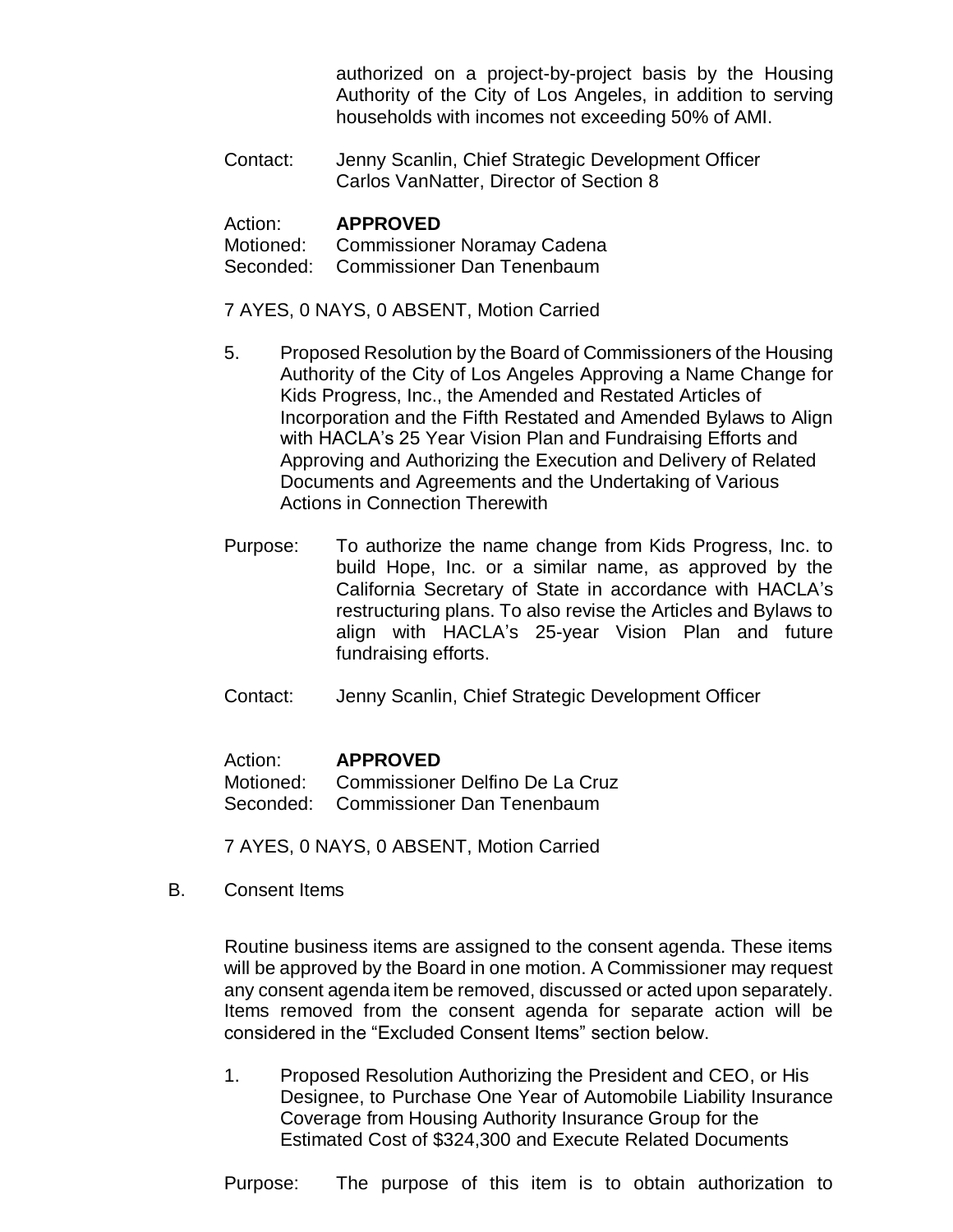authorized on a project-by-project basis by the Housing Authority of the City of Los Angeles, in addition to serving households with incomes not exceeding 50% of AMI.

Contact: Jenny Scanlin, Chief Strategic Development Officer
Carlos VanNatter, Director of Section 8

Action: **APPROVED**
Motioned: Commissioner Noramay Cadena
Seconded: Commissioner Dan Tenenbaum

7 AYES, 0 NAYS, 0 ABSENT, Motion Carried

5. Proposed Resolution by the Board of Commissioners of the Housing Authority of the City of Los Angeles Approving a Name Change for Kids Progress, Inc., the Amended and Restated Articles of Incorporation and the Fifth Restated and Amended Bylaws to Align with HACLA's 25 Year Vision Plan and Fundraising Efforts and Approving and Authorizing the Execution and Delivery of Related Documents and Agreements and the Undertaking of Various Actions in Connection Therewith

Purpose: To authorize the name change from Kids Progress, Inc. to build Hope, Inc. or a similar name, as approved by the California Secretary of State in accordance with HACLA's restructuring plans. To also revise the Articles and Bylaws to align with HACLA's 25-year Vision Plan and future fundraising efforts.

Contact: Jenny Scanlin, Chief Strategic Development Officer

Action: **APPROVED**
Motioned: Commissioner Delfino De La Cruz
Seconded: Commissioner Dan Tenenbaum

7 AYES, 0 NAYS, 0 ABSENT, Motion Carried

B. Consent Items

Routine business items are assigned to the consent agenda. These items will be approved by the Board in one motion. A Commissioner may request any consent agenda item be removed, discussed or acted upon separately. Items removed from the consent agenda for separate action will be considered in the "Excluded Consent Items" section below.

1. Proposed Resolution Authorizing the President and CEO, or His Designee, to Purchase One Year of Automobile Liability Insurance Coverage from Housing Authority Insurance Group for the Estimated Cost of $324,300 and Execute Related Documents

Purpose: The purpose of this item is to obtain authorization to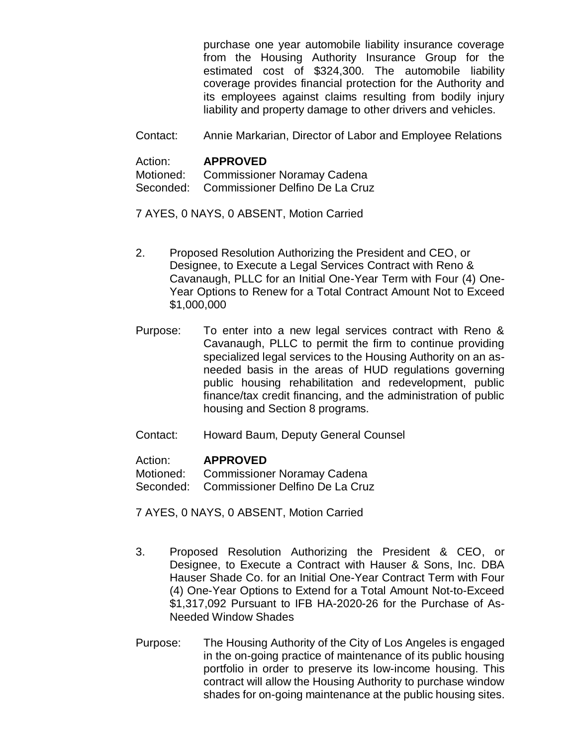purchase one year automobile liability insurance coverage from the Housing Authority Insurance Group for the estimated cost of $324,300. The automobile liability coverage provides financial protection for the Authority and its employees against claims resulting from bodily injury liability and property damage to other drivers and vehicles.

Contact: Annie Markarian, Director of Labor and Employee Relations

Action: **APPROVED**
Motioned: Commissioner Noramay Cadena
Seconded: Commissioner Delfino De La Cruz

7 AYES, 0 NAYS, 0 ABSENT, Motion Carried

2. Proposed Resolution Authorizing the President and CEO, or Designee, to Execute a Legal Services Contract with Reno & Cavanaugh, PLLC for an Initial One-Year Term with Four (4) One-Year Options to Renew for a Total Contract Amount Not to Exceed $1,000,000

Purpose: To enter into a new legal services contract with Reno & Cavanaugh, PLLC to permit the firm to continue providing specialized legal services to the Housing Authority on an as-needed basis in the areas of HUD regulations governing public housing rehabilitation and redevelopment, public finance/tax credit financing, and the administration of public housing and Section 8 programs.

Contact: Howard Baum, Deputy General Counsel

Action: **APPROVED**
Motioned: Commissioner Noramay Cadena
Seconded: Commissioner Delfino De La Cruz

7 AYES, 0 NAYS, 0 ABSENT, Motion Carried

3. Proposed Resolution Authorizing the President & CEO, or Designee, to Execute a Contract with Hauser & Sons, Inc. DBA Hauser Shade Co. for an Initial One-Year Contract Term with Four (4) One-Year Options to Extend for a Total Amount Not-to-Exceed $1,317,092 Pursuant to IFB HA-2020-26 for the Purchase of As-Needed Window Shades

Purpose: The Housing Authority of the City of Los Angeles is engaged in the on-going practice of maintenance of its public housing portfolio in order to preserve its low-income housing. This contract will allow the Housing Authority to purchase window shades for on-going maintenance at the public housing sites.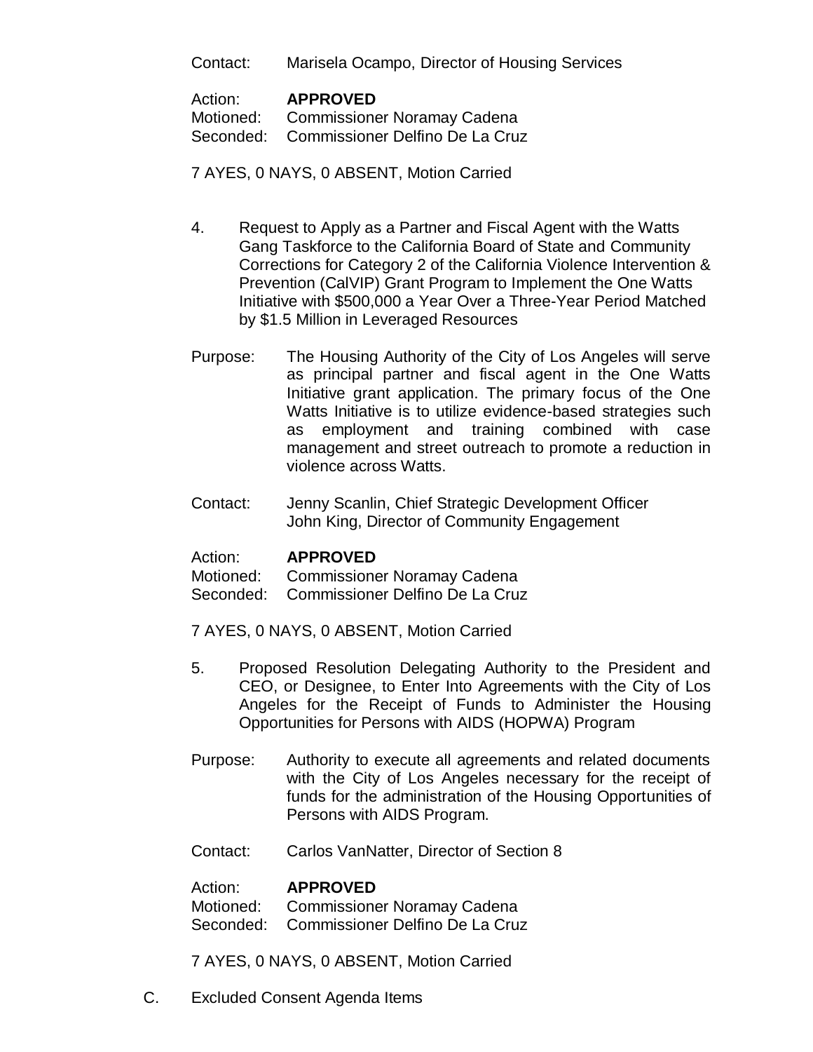Contact: Marisela Ocampo, Director of Housing Services

Action: **APPROVED**
Motioned: Commissioner Noramay Cadena
Seconded: Commissioner Delfino De La Cruz

7 AYES, 0 NAYS, 0 ABSENT, Motion Carried

4. Request to Apply as a Partner and Fiscal Agent with the Watts Gang Taskforce to the California Board of State and Community Corrections for Category 2 of the California Violence Intervention & Prevention (CalVIP) Grant Program to Implement the One Watts Initiative with $500,000 a Year Over a Three-Year Period Matched by $1.5 Million in Leveraged Resources

Purpose: The Housing Authority of the City of Los Angeles will serve as principal partner and fiscal agent in the One Watts Initiative grant application. The primary focus of the One Watts Initiative is to utilize evidence-based strategies such as employment and training combined with case management and street outreach to promote a reduction in violence across Watts.

Contact: Jenny Scanlin, Chief Strategic Development Officer
John King, Director of Community Engagement

Action: **APPROVED**
Motioned: Commissioner Noramay Cadena
Seconded: Commissioner Delfino De La Cruz

7 AYES, 0 NAYS, 0 ABSENT, Motion Carried

5. Proposed Resolution Delegating Authority to the President and CEO, or Designee, to Enter Into Agreements with the City of Los Angeles for the Receipt of Funds to Administer the Housing Opportunities for Persons with AIDS (HOPWA) Program

Purpose: Authority to execute all agreements and related documents with the City of Los Angeles necessary for the receipt of funds for the administration of the Housing Opportunities of Persons with AIDS Program.

Contact: Carlos VanNatter, Director of Section 8

Action: **APPROVED**
Motioned: Commissioner Noramay Cadena
Seconded: Commissioner Delfino De La Cruz

7 AYES, 0 NAYS, 0 ABSENT, Motion Carried

C. Excluded Consent Agenda Items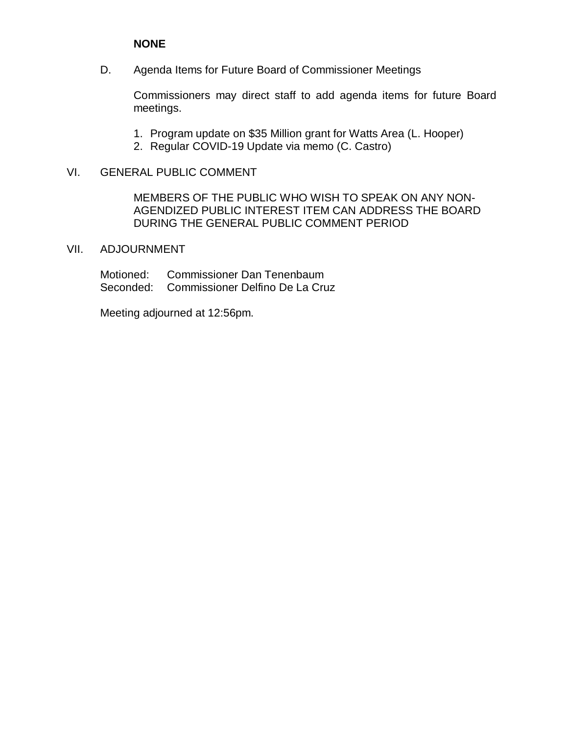**NONE**

D. Agenda Items for Future Board of Commissioner Meetings

Commissioners may direct staff to add agenda items for future Board meetings.

1. Program update on $35 Million grant for Watts Area (L. Hooper)
2. Regular COVID-19 Update via memo (C. Castro)

VI. GENERAL PUBLIC COMMENT

MEMBERS OF THE PUBLIC WHO WISH TO SPEAK ON ANY NON-AGENDIZED PUBLIC INTEREST ITEM CAN ADDRESS THE BOARD DURING THE GENERAL PUBLIC COMMENT PERIOD

VII. ADJOURNMENT

Motioned: Commissioner Dan Tenenbaum
Seconded: Commissioner Delfino De La Cruz

Meeting adjourned at 12:56pm.